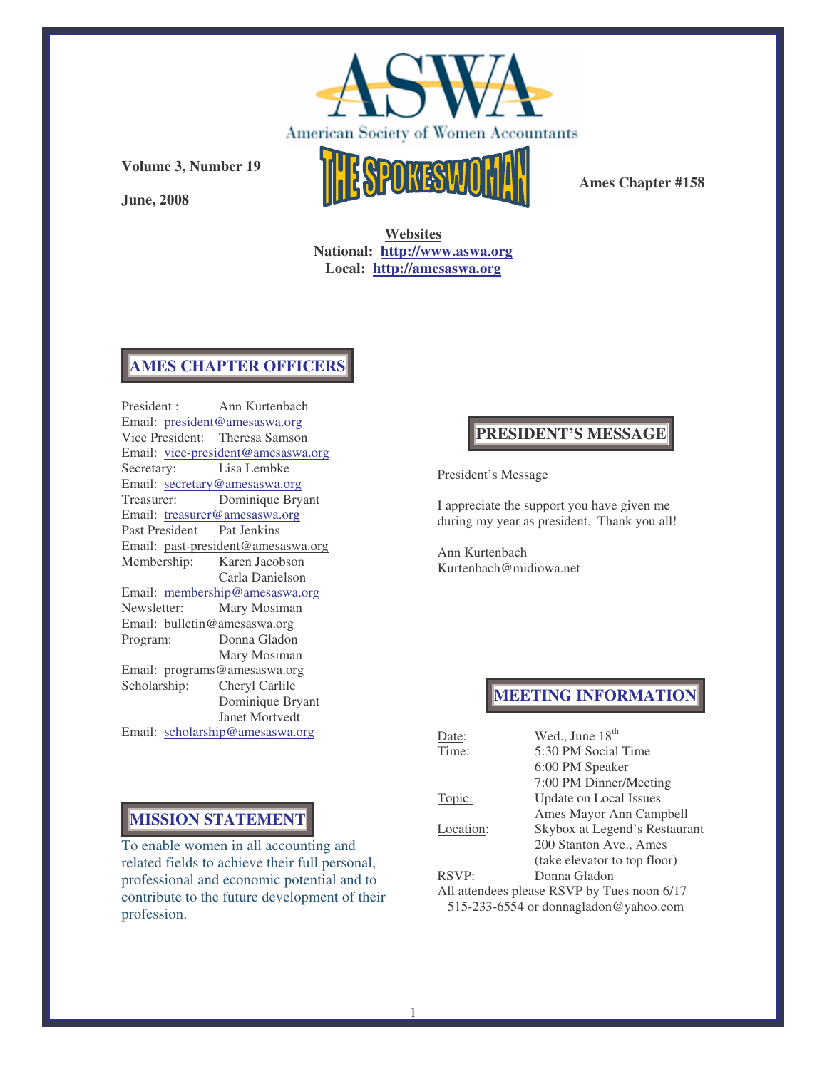# ASWA

American Society of Women Accountants

**Volume 3, Number 19**

**June, 2008**

# THE SPOKESWOMAN

**Ames Chapter #158**

**Websites**
**National: http://www.aswa.org**
**Local: http://amesaswa.org**

## AMES CHAPTER OFFICERS

President : Ann Kurtenbach
Email: president@amesaswa.org
Vice President: Theresa Samson
Email: vice-president@amesaswa.org
Secretary: Lisa Lembke
Email: secretary@amesaswa.org
Treasurer: Dominique Bryant
Email: treasurer@amesaswa.org
Past President Pat Jenkins
Email: past-president@amesaswa.org
Membership: Karen Jacobson
Carla Danielson
Email: membership@amesaswa.org
Newsletter: Mary Mosiman
Email: bulletin@amesaswa.org
Program: Donna Gladon
Mary Mosiman
Email: programs@amesaswa.org
Scholarship: Cheryl Carlile
Dominique Bryant
Janet Mortvedt
Email: scholarship@amesaswa.org

## MISSION STATEMENT

To enable women in all accounting and related fields to achieve their full personal, professional and economic potential and to contribute to the future development of their profession.

## PRESIDENT'S MESSAGE

President's Message

I appreciate the support you have given me during my year as president. Thank you all!

Ann Kurtenbach
Kurtenbach@midiowa.net

## MEETING INFORMATION

| | |
|---|---|
| Date: | Wed., June 18th |
| Time: | 5:30 PM Social Time<br>6:00 PM Speaker<br>7:00 PM Dinner/Meeting |
| Topic: | Update on Local Issues<br>Ames Mayor Ann Campbell |
| Location: | Skybox at Legend's Restaurant<br>200 Stanton Ave., Ames<br>(take elevator to top floor) |
| RSVP: | Donna Gladon |

All attendees please RSVP by Tues noon 6/17
515-233-6554 or donnagladon@yahoo.com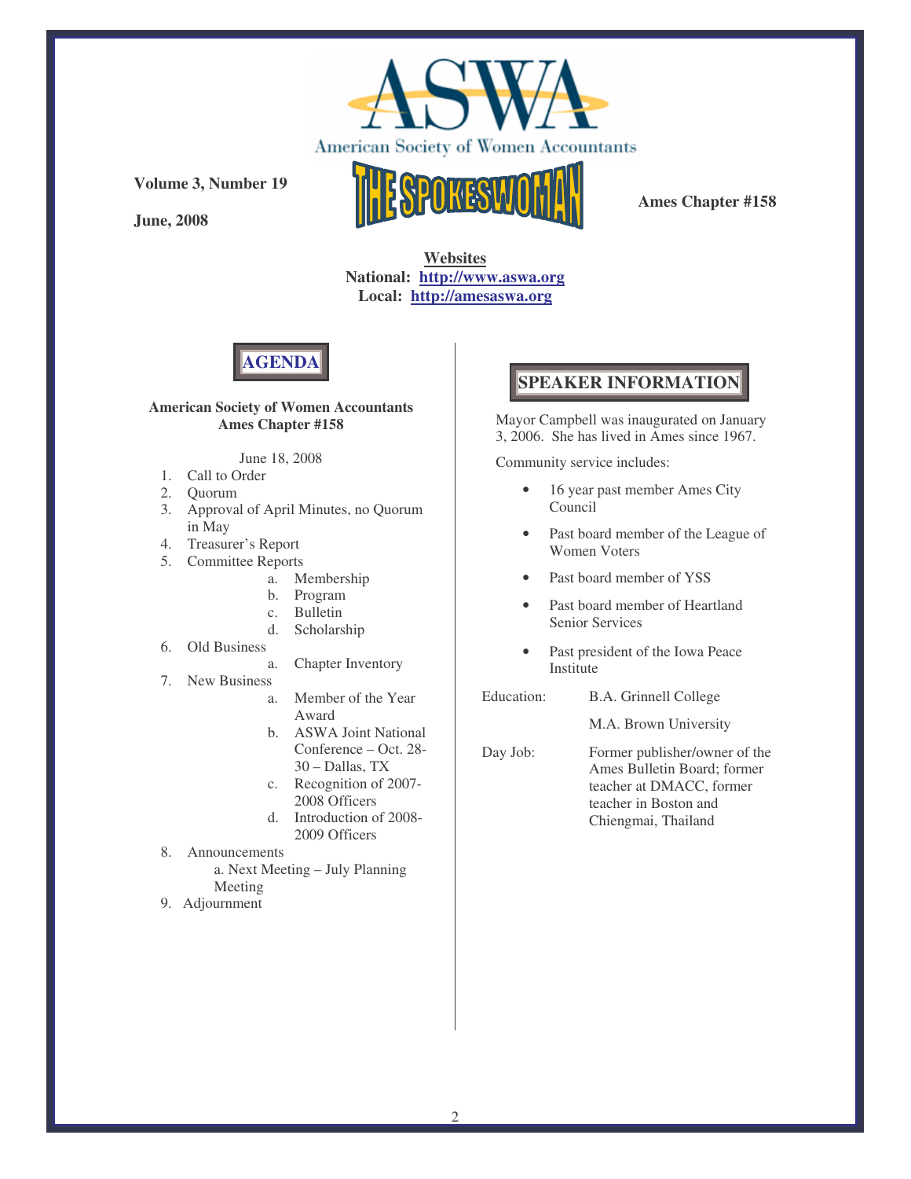# ASWA

American Society of Women Accountants

# THE SPOKESWOMAN

**Volume 3, Number 19**

**June, 2008**

**Ames Chapter #158**

**Websites**
**National: http://www.aswa.org**
**Local: http://amesaswa.org**

## AGENDA

**American Society of Women Accountants**
**Ames Chapter #158**

June 18, 2008

1. Call to Order
2. Quorum
3. Approval of April Minutes, no Quorum in May
4. Treasurer's Report
5. Committee Reports
   a. Membership
   b. Program
   c. Bulletin
   d. Scholarship
6. Old Business
   a. Chapter Inventory
7. New Business
   a. Member of the Year Award
   b. ASWA Joint National Conference – Oct. 28-30 – Dallas, TX
   c. Recognition of 2007-2008 Officers
   d. Introduction of 2008-2009 Officers
8. Announcements
   a. Next Meeting – July Planning Meeting
9. Adjournment

## SPEAKER INFORMATION

Mayor Campbell was inaugurated on January 3, 2006. She has lived in Ames since 1967.

Community service includes:

- 16 year past member Ames City Council
- Past board member of the League of Women Voters
- Past board member of YSS
- Past board member of Heartland Senior Services
- Past president of the Iowa Peace Institute

Education: B.A. Grinnell College
M.A. Brown University

Day Job: Former publisher/owner of the Ames Bulletin Board; former teacher at DMACC, former teacher in Boston and Chiengmai, Thailand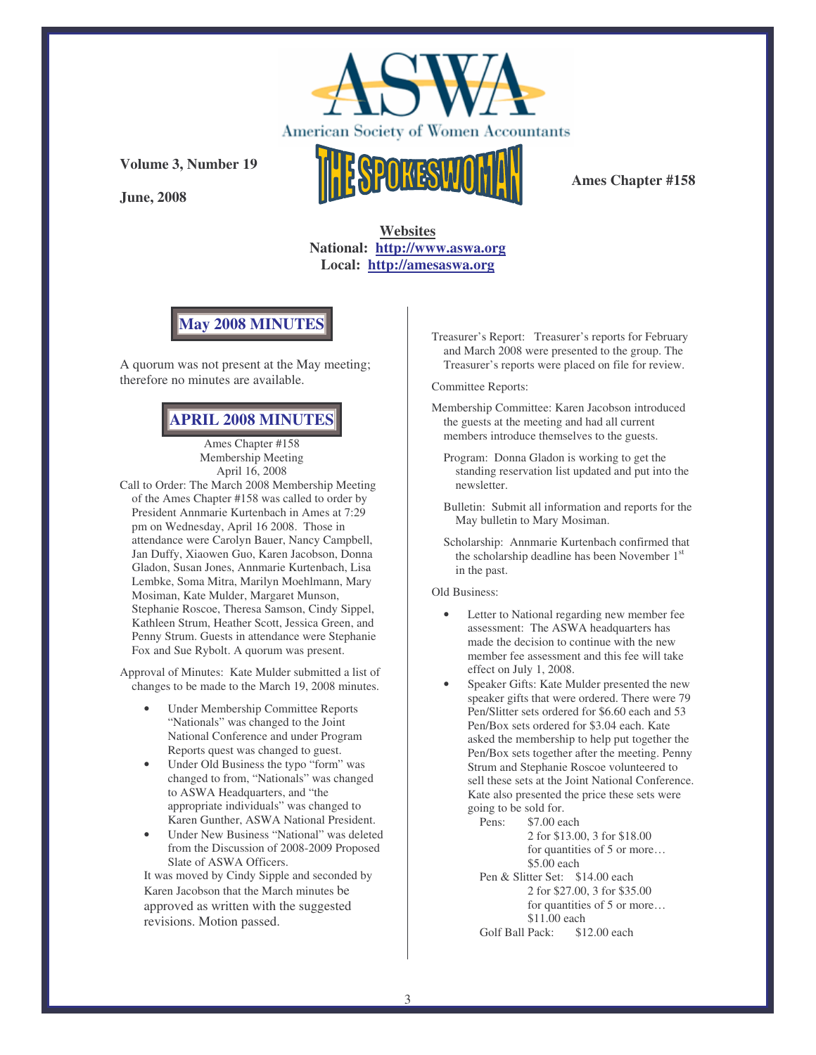**Volume 3, Number 19**

**June, 2008**

American Society of Women Accountants

# THE SPOKESWOMAN

**Ames Chapter #158**

**Websites**
**National: http://www.aswa.org**
**Local: http://amesaswa.org**

## May 2008 MINUTES

A quorum was not present at the May meeting; therefore no minutes are available.

## APRIL 2008 MINUTES

Ames Chapter #158
Membership Meeting
April 16, 2008

Call to Order: The March 2008 Membership Meeting of the Ames Chapter #158 was called to order by President Annmarie Kurtenbach in Ames at 7:29 pm on Wednesday, April 16 2008. Those in attendance were Carolyn Bauer, Nancy Campbell, Jan Duffy, Xiaowen Guo, Karen Jacobson, Donna Gladon, Susan Jones, Annmarie Kurtenbach, Lisa Lembke, Soma Mitra, Marilyn Moehlmann, Mary Mosiman, Kate Mulder, Margaret Munson, Stephanie Roscoe, Theresa Samson, Cindy Sippel, Kathleen Strum, Heather Scott, Jessica Green, and Penny Strum. Guests in attendance were Stephanie Fox and Sue Rybolt. A quorum was present.

Approval of Minutes: Kate Mulder submitted a list of changes to be made to the March 19, 2008 minutes.

- Under Membership Committee Reports "Nationals" was changed to the Joint National Conference and under Program Reports quest was changed to guest.
- Under Old Business the typo "form" was changed to from, "Nationals" was changed to ASWA Headquarters, and "the appropriate individuals" was changed to Karen Gunther, ASWA National President.
- Under New Business "National" was deleted from the Discussion of 2008-2009 Proposed Slate of ASWA Officers.

It was moved by Cindy Sipple and seconded by Karen Jacobson that the March minutes be approved as written with the suggested revisions. Motion passed.

Treasurer's Report: Treasurer's reports for February and March 2008 were presented to the group. The Treasurer's reports were placed on file for review.

Committee Reports:

Membership Committee: Karen Jacobson introduced the guests at the meeting and had all current members introduce themselves to the guests.

Program: Donna Gladon is working to get the standing reservation list updated and put into the newsletter.

Bulletin: Submit all information and reports for the May bulletin to Mary Mosiman.

Scholarship: Annmarie Kurtenbach confirmed that the scholarship deadline has been November 1st in the past.

Old Business:

- Letter to National regarding new member fee assessment: The ASWA headquarters has made the decision to continue with the new member fee assessment and this fee will take effect on July 1, 2008.
- Speaker Gifts: Kate Mulder presented the new speaker gifts that were ordered. There were 79 Pen/Slitter sets ordered for $6.60 each and 53 Pen/Box sets ordered for $3.04 each. Kate asked the membership to help put together the Pen/Box sets together after the meeting. Penny Strum and Stephanie Roscoe volunteered to sell these sets at the Joint National Conference. Kate also presented the price these sets were going to be sold for.

  Pens: $7.00 each
  2 for $13.00, 3 for $18.00
  for quantities of 5 or more… $5.00 each

  Pen & Slitter Set: $14.00 each
  2 for $27.00, 3 for $35.00
  for quantities of 5 or more… $11.00 each

  Golf Ball Pack: $12.00 each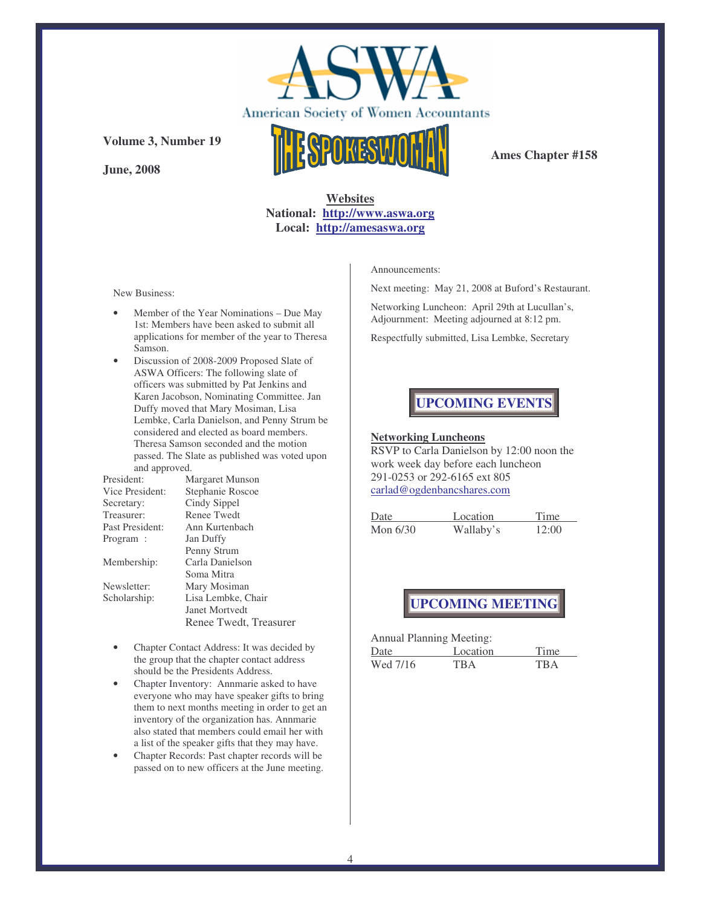American Society of Women Accountants

# THE SPOKESWOMAN

**Volume 3, Number 19**

**June, 2008**

**Ames Chapter #158**

**Websites**
**National: http://www.aswa.org**
**Local: http://amesaswa.org**

New Business:

- Member of the Year Nominations – Due May 1st: Members have been asked to submit all applications for member of the year to Theresa Samson.
- Discussion of 2008-2009 Proposed Slate of ASWA Officers: The following slate of officers was submitted by Pat Jenkins and Karen Jacobson, Nominating Committee. Jan Duffy moved that Mary Mosiman, Lisa Lembke, Carla Danielson, and Penny Strum be considered and elected as board members. Theresa Samson seconded and the motion passed. The Slate as published was voted upon and approved.

| | |
|---|---|
| President: | Margaret Munson |
| Vice President: | Stephanie Roscoe |
| Secretary: | Cindy Sippel |
| Treasurer: | Renee Twedt |
| Past President: | Ann Kurtenbach |
| Program : | Jan Duffy |
| | Penny Strum |
| Membership: | Carla Danielson |
| | Soma Mitra |
| Newsletter: | Mary Mosiman |
| Scholarship: | Lisa Lembke, Chair |
| | Janet Mortvedt |
| | Renee Twedt, Treasurer |

- Chapter Contact Address: It was decided by the group that the chapter contact address should be the Presidents Address.
- Chapter Inventory: Annmarie asked to have everyone who may have speaker gifts to bring them to next months meeting in order to get an inventory of the organization has. Annmarie also stated that members could email her with a list of the speaker gifts that they may have.
- Chapter Records: Past chapter records will be passed on to new officers at the June meeting.

Announcements:

Next meeting: May 21, 2008 at Buford's Restaurant.

Networking Luncheon: April 29th at Lucullan's,
Adjournment: Meeting adjourned at 8:12 pm.

Respectfully submitted, Lisa Lembke, Secretary

## UPCOMING EVENTS

**Networking Luncheons**
RSVP to Carla Danielson by 12:00 noon the work week day before each luncheon
291-0253 or 292-6165 ext 805
carlad@ogdenbancshares.com

| Date | Location | Time |
|---|---|---|
| Mon 6/30 | Wallaby's | 12:00 |

## UPCOMING MEETING

Annual Planning Meeting:

| Date | Location | Time |
|---|---|---|
| Wed 7/16 | TBA | TBA |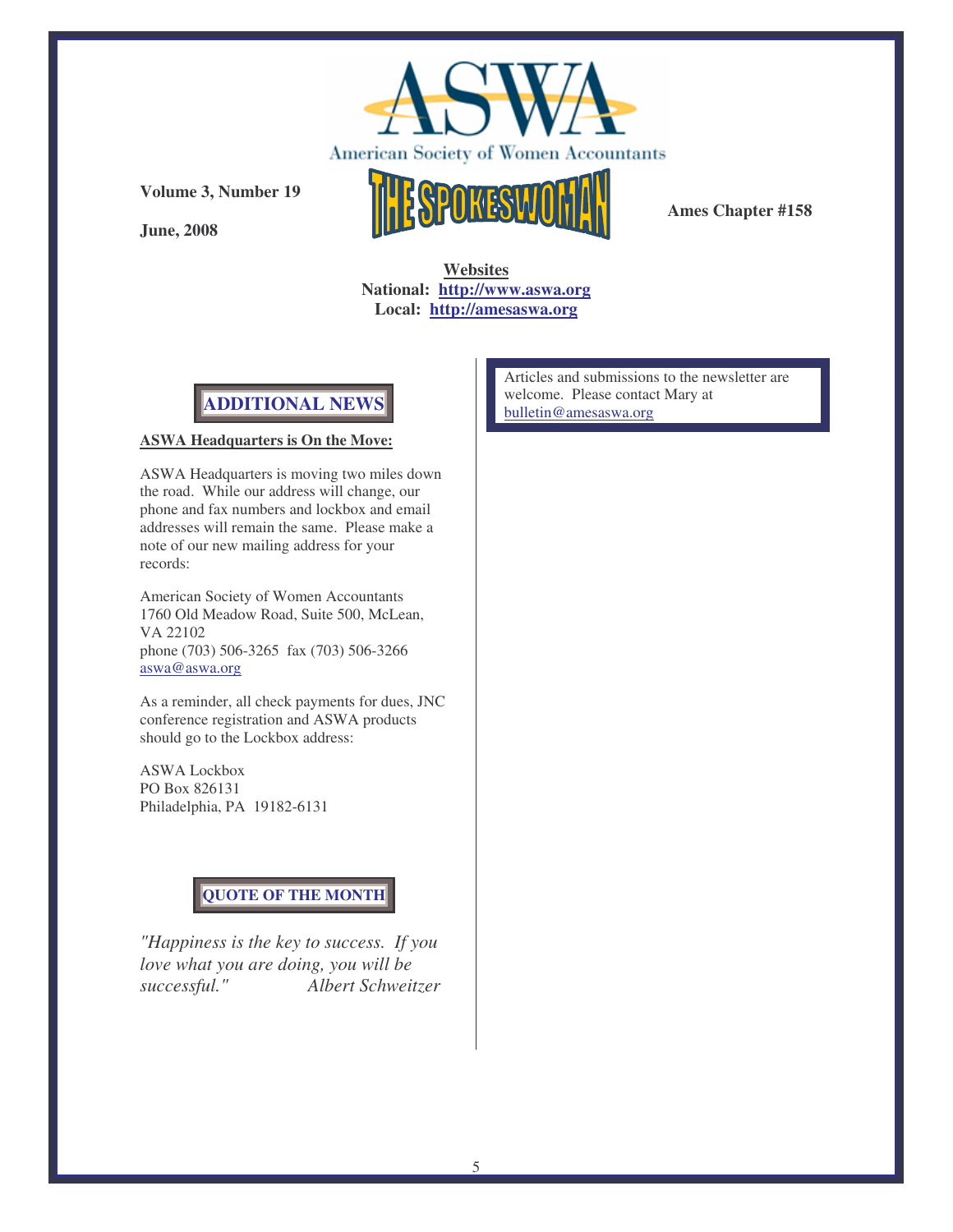American Society of Women Accountants

**Volume 3, Number 19**

**June, 2008**

# THE SPOKESWOMAN

**Ames Chapter #158**

**Websites**
**National: http://www.aswa.org**
**Local: http://amesaswa.org**

## ADDITIONAL NEWS

**ASWA Headquarters is On the Move:**

ASWA Headquarters is moving two miles down the road. While our address will change, our phone and fax numbers and lockbox and email addresses will remain the same. Please make a note of our new mailing address for your records:

American Society of Women Accountants
1760 Old Meadow Road, Suite 500, McLean, VA 22102
phone (703) 506-3265 fax (703) 506-3266
aswa@aswa.org

As a reminder, all check payments for dues, JNC conference registration and ASWA products should go to the Lockbox address:

ASWA Lockbox
PO Box 826131
Philadelphia, PA 19182-6131

## QUOTE OF THE MONTH

*"Happiness is the key to success. If you love what you are doing, you will be successful." Albert Schweitzer*

Articles and submissions to the newsletter are welcome. Please contact Mary at bulletin@amesaswa.org